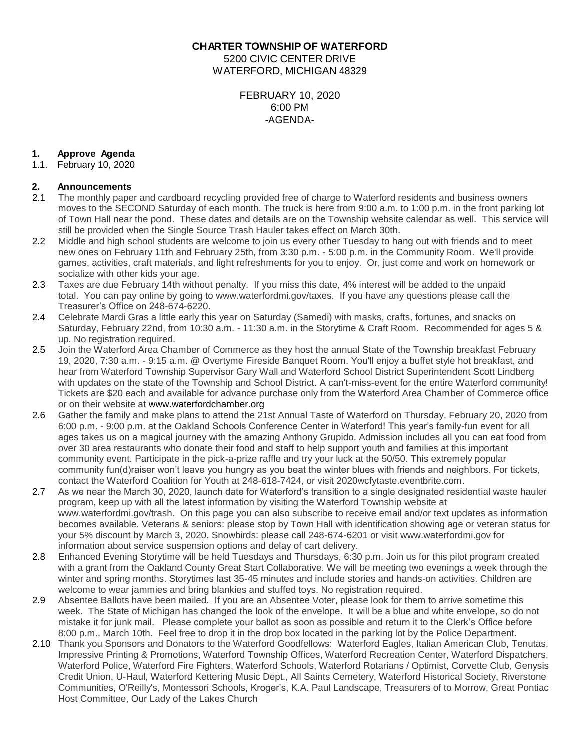**CHARTER TOWNSHIP OF WATERFORD**
5200 CIVIC CENTER DRIVE
WATERFORD, MICHIGAN 48329

FEBRUARY 10, 2020
6:00 PM
-AGENDA-

**1. Approve Agenda**

1.1. February 10, 2020

**2. Announcements**

2.1 The monthly paper and cardboard recycling provided free of charge to Waterford residents and business owners moves to the SECOND Saturday of each month. The truck is here from 9:00 a.m. to 1:00 p.m. in the front parking lot of Town Hall near the pond. These dates and details are on the Township website calendar as well. This service will still be provided when the Single Source Trash Hauler takes effect on March 30th.

2.2 Middle and high school students are welcome to join us every other Tuesday to hang out with friends and to meet new ones on February 11th and February 25th, from 3:30 p.m. - 5:00 p.m. in the Community Room. We'll provide games, activities, craft materials, and light refreshments for you to enjoy. Or, just come and work on homework or socialize with other kids your age.

2.3 Taxes are due February 14th without penalty. If you miss this date, 4% interest will be added to the unpaid total. You can pay online by going to www.waterfordmi.gov/taxes. If you have any questions please call the Treasurer's Office on 248-674-6220.

2.4 Celebrate Mardi Gras a little early this year on Saturday (Samedi) with masks, crafts, fortunes, and snacks on Saturday, February 22nd, from 10:30 a.m. - 11:30 a.m. in the Storytime & Craft Room. Recommended for ages 5 & up. No registration required.

2.5 Join the Waterford Area Chamber of Commerce as they host the annual State of the Township breakfast February 19, 2020, 7:30 a.m. - 9:15 a.m. @ Overtyme Fireside Banquet Room. You'll enjoy a buffet style hot breakfast, and hear from Waterford Township Supervisor Gary Wall and Waterford School District Superintendent Scott Lindberg with updates on the state of the Township and School District. A can't-miss-event for the entire Waterford community! Tickets are $20 each and available for advance purchase only from the Waterford Area Chamber of Commerce office or on their website at www.waterfordchamber.org

2.6 Gather the family and make plans to attend the 21st Annual Taste of Waterford on Thursday, February 20, 2020 from 6:00 p.m. - 9:00 p.m. at the Oakland Schools Conference Center in Waterford! This year's family-fun event for all ages takes us on a magical journey with the amazing Anthony Grupido. Admission includes all you can eat food from over 30 area restaurants who donate their food and staff to help support youth and families at this important community event. Participate in the pick-a-prize raffle and try your luck at the 50/50. This extremely popular community fun(d)raiser won't leave you hungry as you beat the winter blues with friends and neighbors. For tickets, contact the Waterford Coalition for Youth at 248-618-7424, or visit 2020wcfytaste.eventbrite.com.

2.7 As we near the March 30, 2020, launch date for Waterford's transition to a single designated residential waste hauler program, keep up with all the latest information by visiting the Waterford Township website at www.waterfordmi.gov/trash. On this page you can also subscribe to receive email and/or text updates as information becomes available. Veterans & seniors: please stop by Town Hall with identification showing age or veteran status for your 5% discount by March 3, 2020. Snowbirds: please call 248-674-6201 or visit www.waterfordmi.gov for information about service suspension options and delay of cart delivery.

2.8 Enhanced Evening Storytime will be held Tuesdays and Thursdays, 6:30 p.m. Join us for this pilot program created with a grant from the Oakland County Great Start Collaborative. We will be meeting two evenings a week through the winter and spring months. Storytimes last 35-45 minutes and include stories and hands-on activities. Children are welcome to wear jammies and bring blankies and stuffed toys. No registration required.

2.9 Absentee Ballots have been mailed. If you are an Absentee Voter, please look for them to arrive sometime this week. The State of Michigan has changed the look of the envelope. It will be a blue and white envelope, so do not mistake it for junk mail. Please complete your ballot as soon as possible and return it to the Clerk's Office before 8:00 p.m., March 10th. Feel free to drop it in the drop box located in the parking lot by the Police Department.

2.10 Thank you Sponsors and Donators to the Waterford Goodfellows: Waterford Eagles, Italian American Club, Tenutas, Impressive Printing & Promotions, Waterford Township Offices, Waterford Recreation Center, Waterford Dispatchers, Waterford Police, Waterford Fire Fighters, Waterford Schools, Waterford Rotarians / Optimist, Corvette Club, Genysis Credit Union, U-Haul, Waterford Kettering Music Dept., All Saints Cemetery, Waterford Historical Society, Riverstone Communities, O'Reilly's, Montessori Schools, Kroger's, K.A. Paul Landscape, Treasurers of to Morrow, Great Pontiac Host Committee, Our Lady of the Lakes Church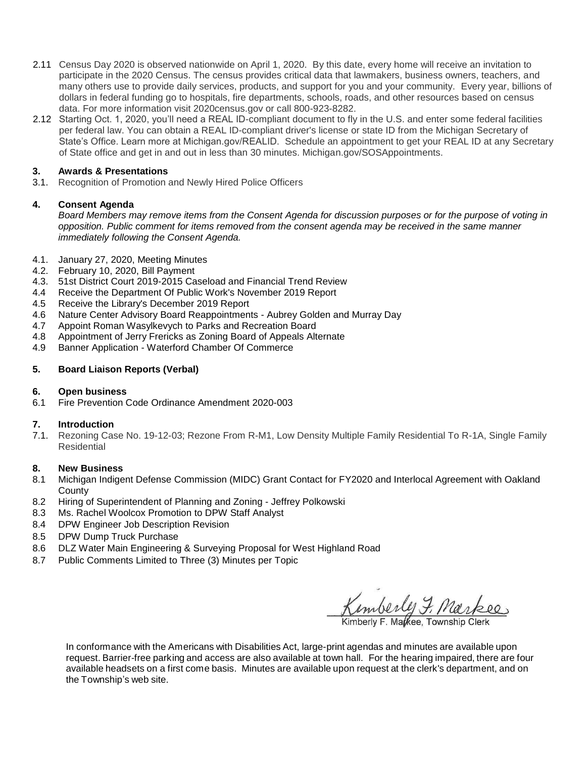2.11 Census Day 2020 is observed nationwide on April 1, 2020. By this date, every home will receive an invitation to participate in the 2020 Census. The census provides critical data that lawmakers, business owners, teachers, and many others use to provide daily services, products, and support for you and your community. Every year, billions of dollars in federal funding go to hospitals, fire departments, schools, roads, and other resources based on census data. For more information visit 2020census.gov or call 800-923-8282.

2.12 Starting Oct. 1, 2020, you'll need a REAL ID-compliant document to fly in the U.S. and enter some federal facilities per federal law. You can obtain a REAL ID-compliant driver's license or state ID from the Michigan Secretary of State's Office. Learn more at Michigan.gov/REALID. Schedule an appointment to get your REAL ID at any Secretary of State office and get in and out in less than 30 minutes. Michigan.gov/SOSAppointments.

## 3. Awards & Presentations

3.1. Recognition of Promotion and Newly Hired Police Officers

## 4. Consent Agenda

*Board Members may remove items from the Consent Agenda for discussion purposes or for the purpose of voting in opposition. Public comment for items removed from the consent agenda may be received in the same manner immediately following the Consent Agenda.*

4.1. January 27, 2020, Meeting Minutes
4.2. February 10, 2020, Bill Payment
4.3. 51st District Court 2019-2015 Caseload and Financial Trend Review
4.4 Receive the Department Of Public Work's November 2019 Report
4.5 Receive the Library's December 2019 Report
4.6 Nature Center Advisory Board Reappointments - Aubrey Golden and Murray Day
4.7 Appoint Roman Wasylkevych to Parks and Recreation Board
4.8 Appointment of Jerry Frericks as Zoning Board of Appeals Alternate
4.9 Banner Application - Waterford Chamber Of Commerce

## 5. Board Liaison Reports (Verbal)

## 6. Open business

6.1 Fire Prevention Code Ordinance Amendment 2020-003

## 7. Introduction

7.1. Rezoning Case No. 19-12-03; Rezone From R-M1, Low Density Multiple Family Residential To R-1A, Single Family Residential

## 8. New Business

8.1 Michigan Indigent Defense Commission (MIDC) Grant Contact for FY2020 and Interlocal Agreement with Oakland County
8.2 Hiring of Superintendent of Planning and Zoning - Jeffrey Polkowski
8.3 Ms. Rachel Woolcox Promotion to DPW Staff Analyst
8.4 DPW Engineer Job Description Revision
8.5 DPW Dump Truck Purchase
8.6 DLZ Water Main Engineering & Surveying Proposal for West Highland Road
8.7 Public Comments Limited to Three (3) Minutes per Topic

Kimberly F. Markee

Kimberly F. Markee, Township Clerk

In conformance with the Americans with Disabilities Act, large-print agendas and minutes are available upon request. Barrier-free parking and access are also available at town hall. For the hearing impaired, there are four available headsets on a first come basis. Minutes are available upon request at the clerk's department, and on the Township's web site.